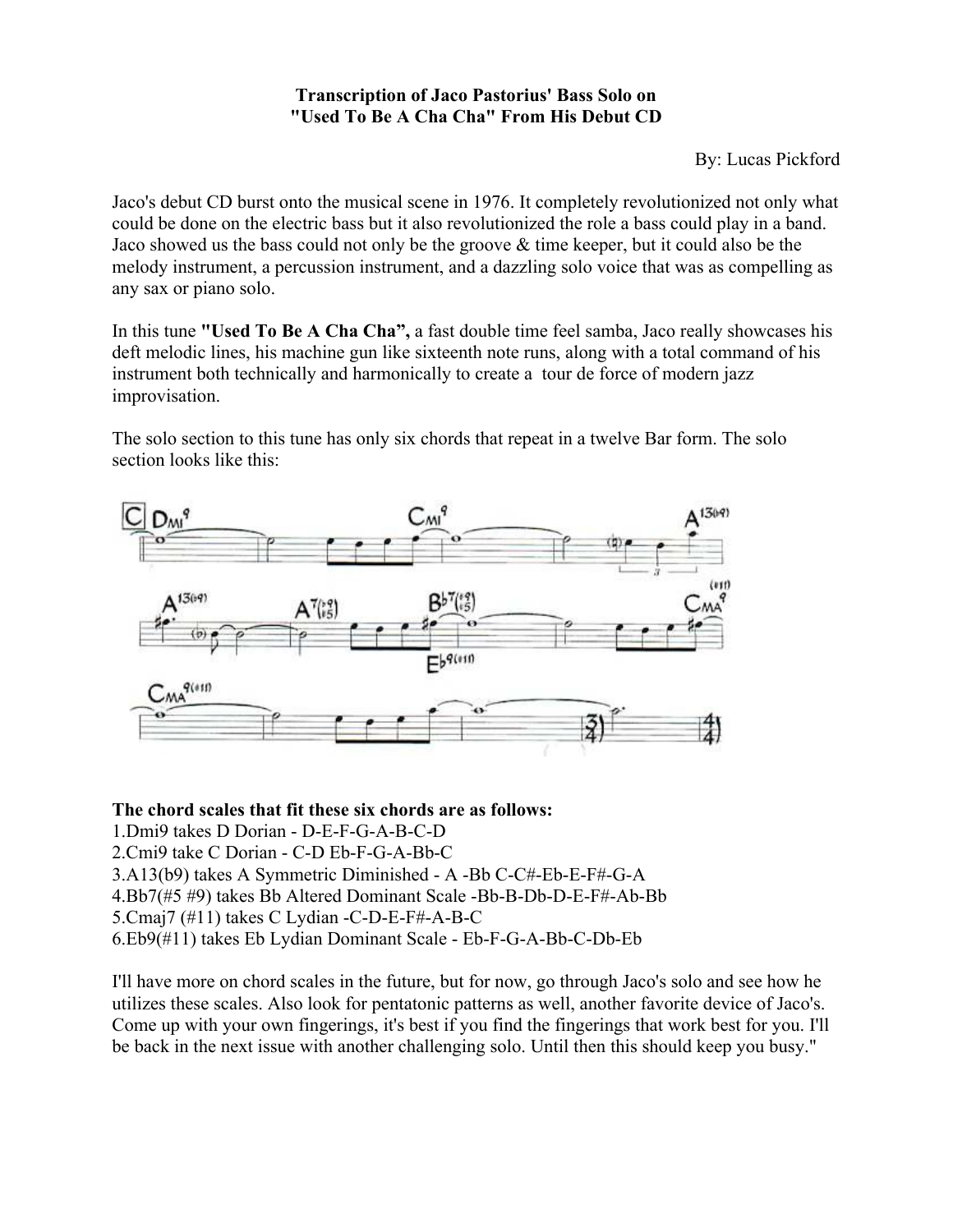**Transcription of Jaco Pastorius' Bass Solo on**
**"Used To Be A Cha Cha" From His Debut CD**

By: Lucas Pickford

Jaco's debut CD burst onto the musical scene in 1976. It completely revolutionized not only what could be done on the electric bass but it also revolutionized the role a bass could play in a band. Jaco showed us the bass could not only be the groove & time keeper, but it could also be the melody instrument, a percussion instrument, and a dazzling solo voice that was as compelling as any sax or piano solo.

In this tune **"Used To Be A Cha Cha",** a fast double time feel samba, Jaco really showcases his deft melodic lines, his machine gun like sixteenth note runs, along with a total command of his instrument both technically and harmonically to create a tour de force of modern jazz improvisation.

The solo section to this tune has only six chords that repeat in a twelve Bar form. The solo section looks like this:

**The chord scales that fit these six chords are as follows:**

1.Dmi9 takes D Dorian - D-E-F-G-A-B-C-D
2.Cmi9 take C Dorian - C-D Eb-F-G-A-Bb-C
3.A13(b9) takes A Symmetric Diminished - A -Bb C-C#-Eb-E-F#-G-A
4.Bb7(#5 #9) takes Bb Altered Dominant Scale -Bb-B-Db-D-E-F#-Ab-Bb
5.Cmaj7 (#11) takes C Lydian -C-D-E-F#-A-B-C
6.Eb9(#11) takes Eb Lydian Dominant Scale - Eb-F-G-A-Bb-C-Db-Eb

I'll have more on chord scales in the future, but for now, go through Jaco's solo and see how he utilizes these scales. Also look for pentatonic patterns as well, another favorite device of Jaco's. Come up with your own fingerings, it's best if you find the fingerings that work best for you. I'll be back in the next issue with another challenging solo. Until then this should keep you busy."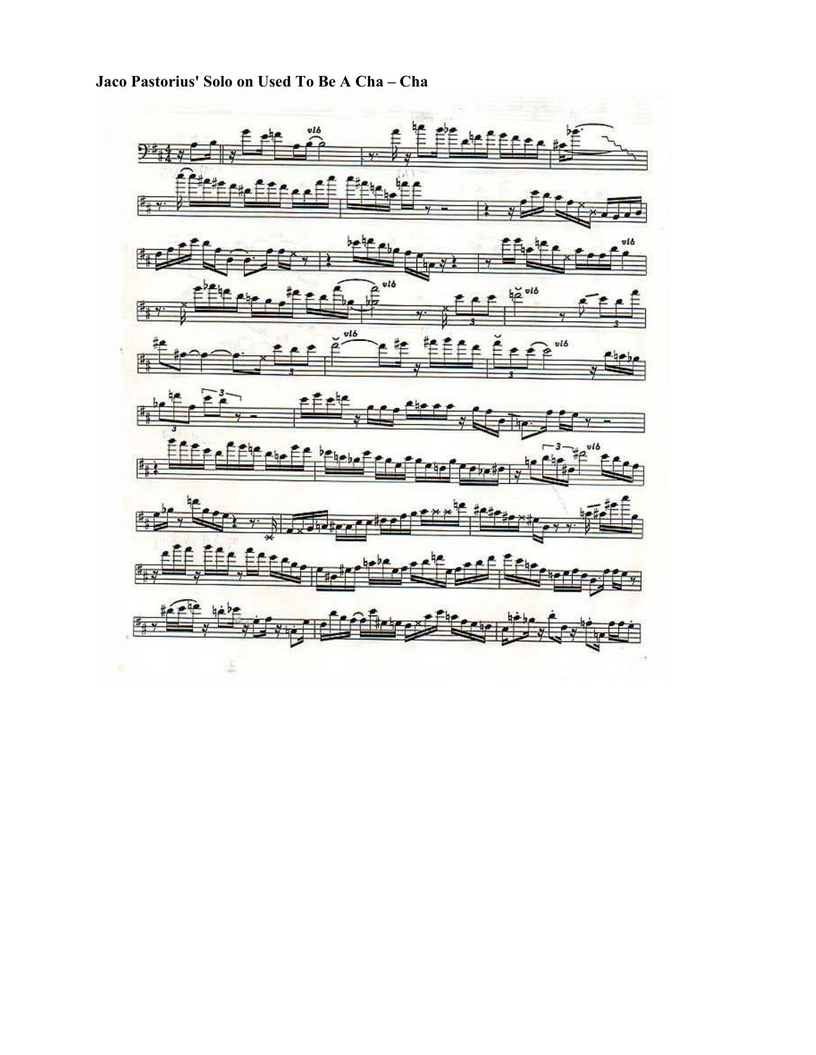**Jaco Pastorius' Solo on Used To Be A Cha – Cha**